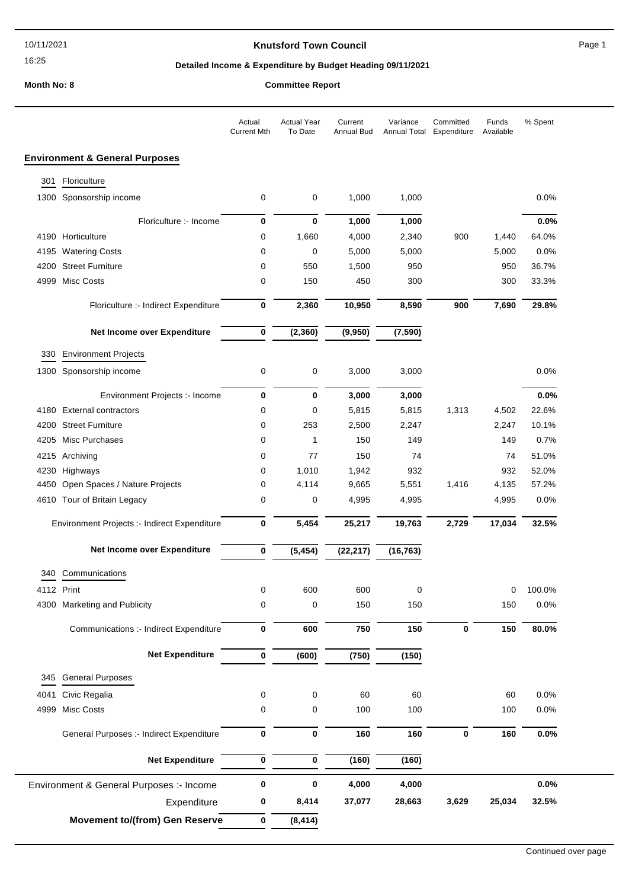10/11/2021

16:25

**Knutsford Town Council**

**Detailed Income & Expenditure by Budget Heading 09/11/2021**

**Month No: 8**

**Committee Report**

## Environment & General Purposes

| | | Actual Current Mth | Actual Year To Date | Current Annual Bud | Variance Annual Total | Committed Expenditure | Funds Available | % Spent |
|---|---|---|---|---|---|---|---|---|
| **301** | **Floriculture** | | | | | | | |
| 1300 | Sponsorship income | 0 | 0 | 1,000 | 1,000 | | | 0.0% |
| | Floriculture :- Income | **0** | **0** | **1,000** | **1,000** | | | **0.0%** |
| 4190 | Horticulture | 0 | 1,660 | 4,000 | 2,340 | 900 | 1,440 | 64.0% |
| 4195 | Watering Costs | 0 | 0 | 5,000 | 5,000 | | 5,000 | 0.0% |
| 4200 | Street Furniture | 0 | 550 | 1,500 | 950 | | 950 | 36.7% |
| 4999 | Misc Costs | 0 | 150 | 450 | 300 | | 300 | 33.3% |
| | Floriculture :- Indirect Expenditure | **0** | **2,360** | **10,950** | **8,590** | **900** | **7,690** | **29.8%** |
| | **Net Income over Expenditure** | **0** | **(2,360)** | **(9,950)** | **(7,590)** | | | |
| **330** | **Environment Projects** | | | | | | | |
| 1300 | Sponsorship income | 0 | 0 | 3,000 | 3,000 | | | 0.0% |
| | Environment Projects :- Income | **0** | **0** | **3,000** | **3,000** | | | **0.0%** |
| 4180 | External contractors | 0 | 0 | 5,815 | 5,815 | 1,313 | 4,502 | 22.6% |
| 4200 | Street Furniture | 0 | 253 | 2,500 | 2,247 | | 2,247 | 10.1% |
| 4205 | Misc Purchases | 0 | 1 | 150 | 149 | | 149 | 0.7% |
| 4215 | Archiving | 0 | 77 | 150 | 74 | | 74 | 51.0% |
| 4230 | Highways | 0 | 1,010 | 1,942 | 932 | | 932 | 52.0% |
| 4450 | Open Spaces / Nature Projects | 0 | 4,114 | 9,665 | 5,551 | 1,416 | 4,135 | 57.2% |
| 4610 | Tour of Britain Legacy | 0 | 0 | 4,995 | 4,995 | | 4,995 | 0.0% |
| | Environment Projects :- Indirect Expenditure | **0** | **5,454** | **25,217** | **19,763** | **2,729** | **17,034** | **32.5%** |
| | **Net Income over Expenditure** | **0** | **(5,454)** | **(22,217)** | **(16,763)** | | | |
| **340** | **Communications** | | | | | | | |
| 4112 | Print | 0 | 600 | 600 | 0 | | 0 | 100.0% |
| 4300 | Marketing and Publicity | 0 | 0 | 150 | 150 | | 150 | 0.0% |
| | Communications :- Indirect Expenditure | **0** | **600** | **750** | **150** | **0** | **150** | **80.0%** |
| | **Net Expenditure** | **0** | **(600)** | **(750)** | **(150)** | | | |
| **345** | **General Purposes** | | | | | | | |
| 4041 | Civic Regalia | 0 | 0 | 60 | 60 | | 60 | 0.0% |
| 4999 | Misc Costs | 0 | 0 | 100 | 100 | | 100 | 0.0% |
| | General Purposes :- Indirect Expenditure | **0** | **0** | **160** | **160** | **0** | **160** | **0.0%** |
| | **Net Expenditure** | **0** | **0** | **(160)** | **(160)** | | | |
| | Environment & General Purposes :- Income | **0** | **0** | **4,000** | **4,000** | | | **0.0%** |
| | Expenditure | **0** | **8,414** | **37,077** | **28,663** | **3,629** | **25,034** | **32.5%** |
| | **Movement to/(from) Gen Reserve** | **0** | **(8,414)** | | | | | |

Continued over page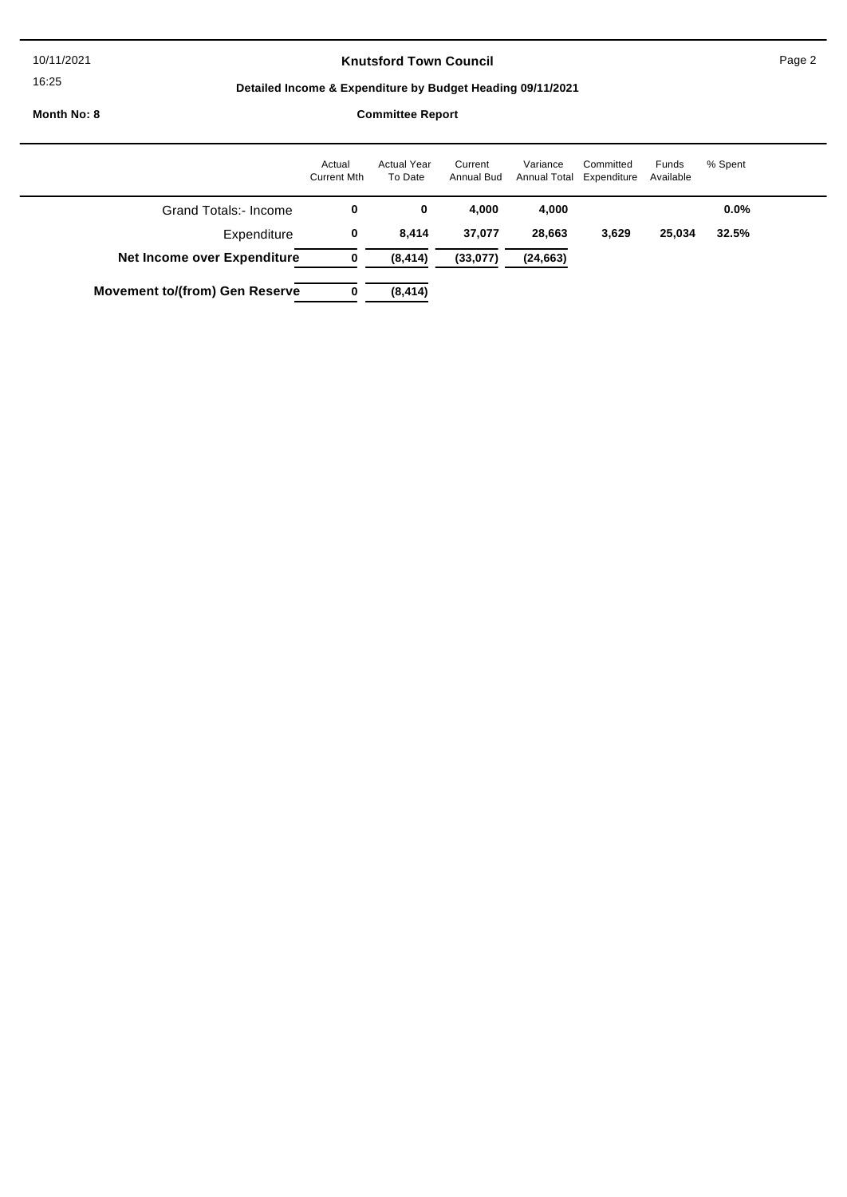**Knutsford Town Council**

**Detailed Income & Expenditure by Budget Heading 09/11/2021**

**Month No: 8**

**Committee Report**

| | Actual Current Mth | Actual Year To Date | Current Annual Bud | Variance Annual Total | Committed Expenditure | Funds Available | % Spent |
|---|---|---|---|---|---|---|---|
| Grand Totals:- Income | **0** | **0** | **4,000** | **4,000** | | | **0.0%** |
| Expenditure | **0** | **8,414** | **37,077** | **28,663** | **3,629** | **25,034** | **32.5%** |
| **Net Income over Expenditure** | **0** | **(8,414)** | **(33,077)** | **(24,663)** | | | |
| **Movement to/(from) Gen Reserve** | **0** | **(8,414)** | | | | | |